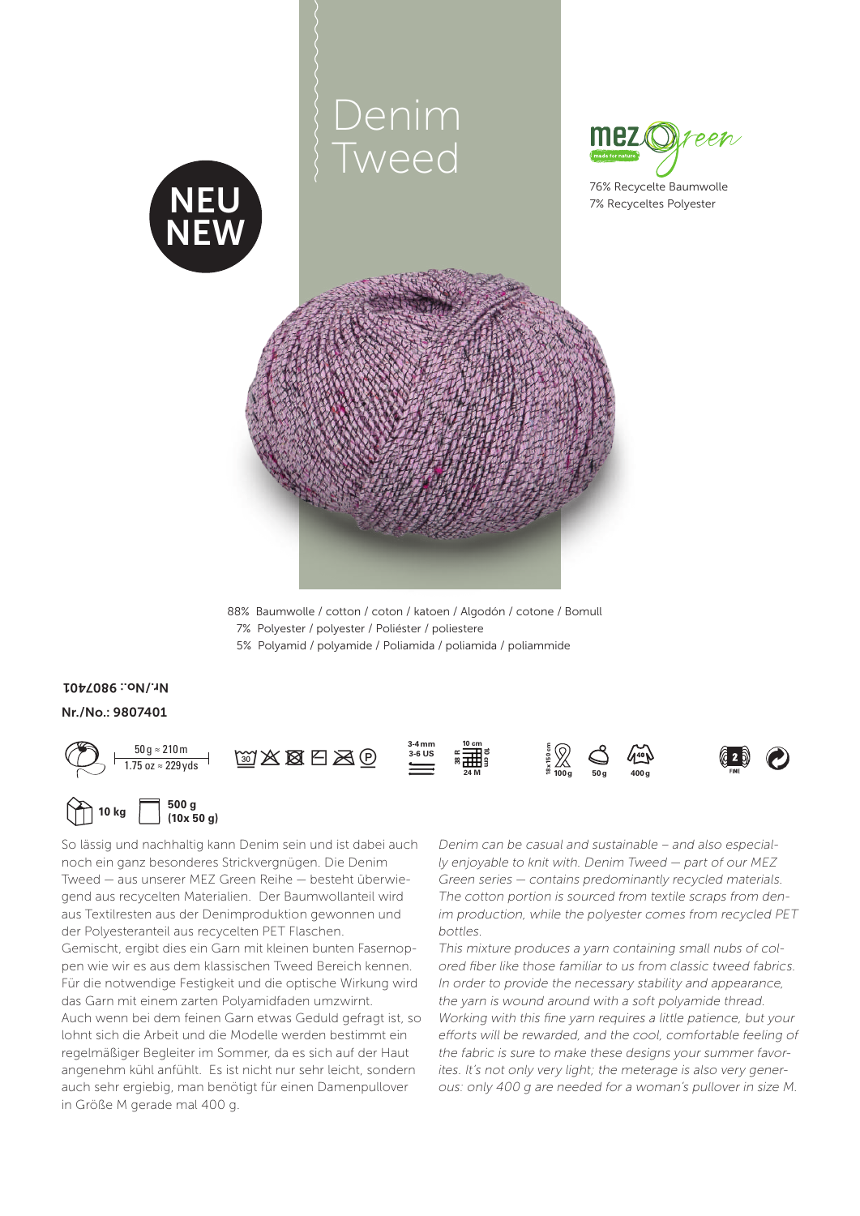# Denim Tweed

NEU
NEW

mez green – made for nature

76% Recycelte Baumwolle
7% Recyceltes Polyester

88% Baumwolle / cotton / coton / katoen / Algodón / cotone / Bomull
7% Polyester / polyester / Poliéster / poliestere
5% Polyamid / polyamide / Poliamida / poliamida / poliammide

Nr./No.: 9807401

Nr./No.: 9807401

50 g ≈ 210 m
1.75 oz ≈ 229 yds

30

3-4 mm
3-6 US

10 cm
38 R
24 M
10 cm

18 x 150 cm
100 g

50 g

400 g

2
FINE

10 kg

500 g
(10x 50 g)

So lässig und nachhaltig kann Denim sein und ist dabei auch noch ein ganz besonderes Strickvergnügen. Die Denim Tweed — aus unserer MEZ Green Reihe — besteht überwiegend aus recycelten Materialien. Der Baumwollanteil wird aus Textilresten aus der Denimproduktion gewonnen und der Polyesteranteil aus recycelten PET Flaschen.
Gemischt, ergibt dies ein Garn mit kleinen bunten Fasernoppen wie wir es aus dem klassischen Tweed Bereich kennen. Für die notwendige Festigkeit und die optische Wirkung wird das Garn mit einem zarten Polyamidfaden umzwirnt.
Auch wenn bei dem feinen Garn etwas Geduld gefragt ist, so lohnt sich die Arbeit und die Modelle werden bestimmt ein regelmäßiger Begleiter im Sommer, da es sich auf der Haut angenehm kühl anfühlt. Es ist nicht nur sehr leicht, sondern auch sehr ergiebig, man benötigt für einen Damenpullover in Größe M gerade mal 400 g.

*Denim can be casual and sustainable – and also especially enjoyable to knit with. Denim Tweed — part of our MEZ Green series — contains predominantly recycled materials. The cotton portion is sourced from textile scraps from denim production, while the polyester comes from recycled PET bottles.*
*This mixture produces a yarn containing small nubs of colored fiber like those familiar to us from classic tweed fabrics. In order to provide the necessary stability and appearance, the yarn is wound around with a soft polyamide thread.*
*Working with this fine yarn requires a little patience, but your efforts will be rewarded, and the cool, comfortable feeling of the fabric is sure to make these designs your summer favorites. It's not only very light; the meterage is also very generous: only 400 g are needed for a woman's pullover in size M.*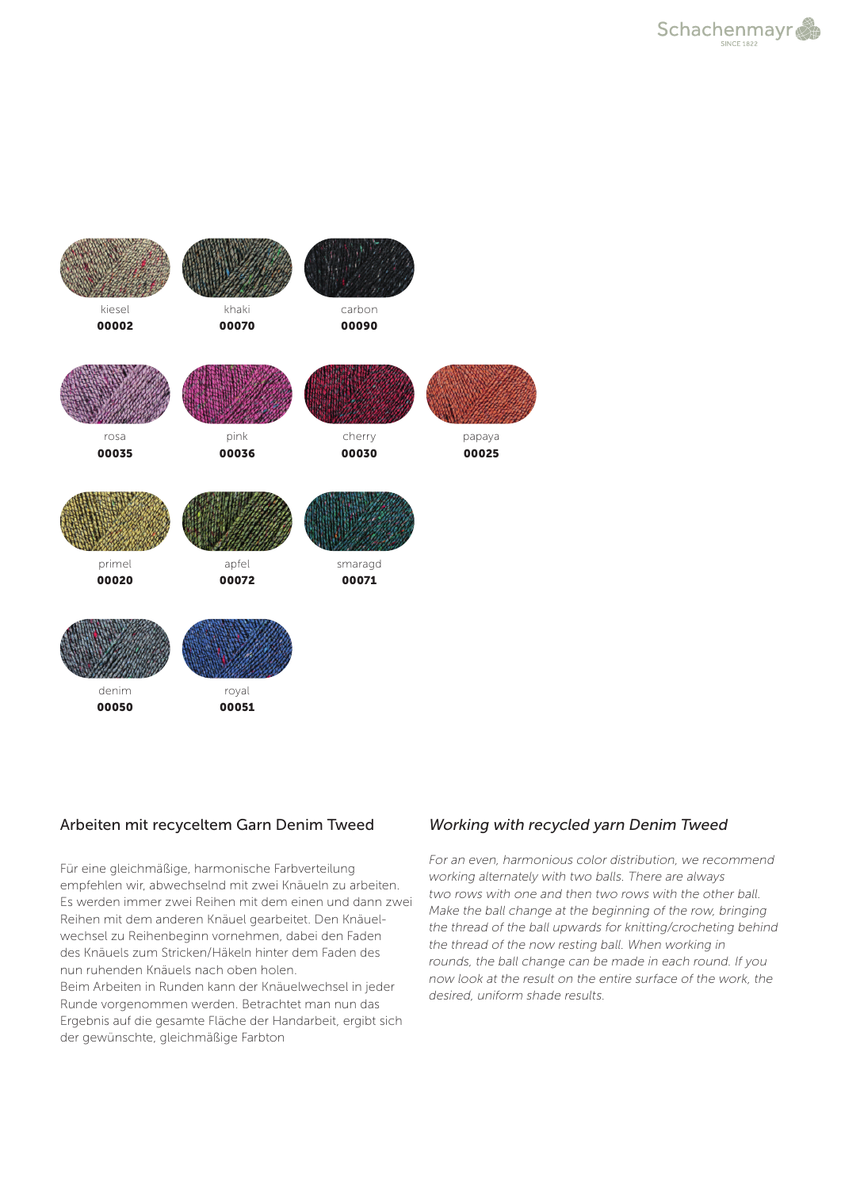kiesel
**00002**

khaki
**00070**

carbon
**00090**

rosa
**00035**

pink
**00036**

cherry
**00030**

papaya
**00025**

primel
**00020**

apfel
**00072**

smaragd
**00071**

denim
**00050**

royal
**00051**

## Arbeiten mit recyceltem Garn Denim Tweed

Für eine gleichmäßige, harmonische Farbverteilung empfehlen wir, abwechselnd mit zwei Knäueln zu arbeiten. Es werden immer zwei Reihen mit dem einen und dann zwei Reihen mit dem anderen Knäuel gearbeitet. Den Knäuelwechsel zu Reihenbeginn vornehmen, dabei den Faden des Knäuels zum Stricken/Häkeln hinter dem Faden des nun ruhenden Knäuels nach oben holen.
Beim Arbeiten in Runden kann der Knäuelwechsel in jeder Runde vorgenommen werden. Betrachtet man nun das Ergebnis auf die gesamte Fläche der Handarbeit, ergibt sich der gewünschte, gleichmäßige Farbton

## *Working with recycled yarn Denim Tweed*

*For an even, harmonious color distribution, we recommend working alternately with two balls. There are always two rows with one and then two rows with the other ball. Make the ball change at the beginning of the row, bringing the thread of the ball upwards for knitting/crocheting behind the thread of the now resting ball. When working in rounds, the ball change can be made in each round. If you now look at the result on the entire surface of the work, the desired, uniform shade results.*